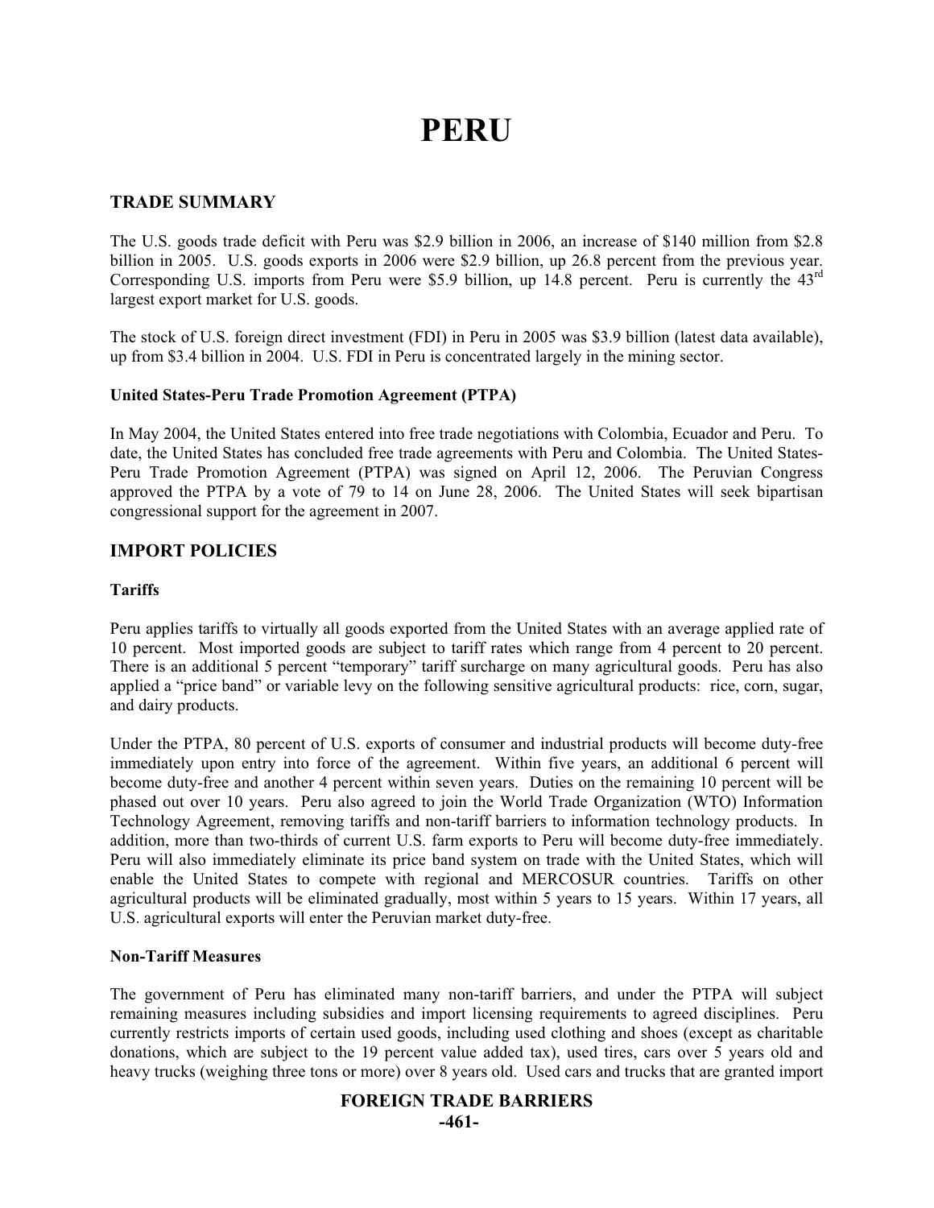# PERU

## TRADE SUMMARY

The U.S. goods trade deficit with Peru was $2.9 billion in 2006, an increase of $140 million from $2.8 billion in 2005. U.S. goods exports in 2006 were $2.9 billion, up 26.8 percent from the previous year. Corresponding U.S. imports from Peru were $5.9 billion, up 14.8 percent. Peru is currently the 43rd largest export market for U.S. goods.

The stock of U.S. foreign direct investment (FDI) in Peru in 2005 was $3.9 billion (latest data available), up from $3.4 billion in 2004. U.S. FDI in Peru is concentrated largely in the mining sector.

### United States-Peru Trade Promotion Agreement (PTPA)

In May 2004, the United States entered into free trade negotiations with Colombia, Ecuador and Peru. To date, the United States has concluded free trade agreements with Peru and Colombia. The United States-Peru Trade Promotion Agreement (PTPA) was signed on April 12, 2006. The Peruvian Congress approved the PTPA by a vote of 79 to 14 on June 28, 2006. The United States will seek bipartisan congressional support for the agreement in 2007.

## IMPORT POLICIES

### Tariffs

Peru applies tariffs to virtually all goods exported from the United States with an average applied rate of 10 percent. Most imported goods are subject to tariff rates which range from 4 percent to 20 percent. There is an additional 5 percent "temporary" tariff surcharge on many agricultural goods. Peru has also applied a "price band" or variable levy on the following sensitive agricultural products: rice, corn, sugar, and dairy products.

Under the PTPA, 80 percent of U.S. exports of consumer and industrial products will become duty-free immediately upon entry into force of the agreement. Within five years, an additional 6 percent will become duty-free and another 4 percent within seven years. Duties on the remaining 10 percent will be phased out over 10 years. Peru also agreed to join the World Trade Organization (WTO) Information Technology Agreement, removing tariffs and non-tariff barriers to information technology products. In addition, more than two-thirds of current U.S. farm exports to Peru will become duty-free immediately. Peru will also immediately eliminate its price band system on trade with the United States, which will enable the United States to compete with regional and MERCOSUR countries. Tariffs on other agricultural products will be eliminated gradually, most within 5 years to 15 years. Within 17 years, all U.S. agricultural exports will enter the Peruvian market duty-free.

### Non-Tariff Measures

The government of Peru has eliminated many non-tariff barriers, and under the PTPA will subject remaining measures including subsidies and import licensing requirements to agreed disciplines. Peru currently restricts imports of certain used goods, including used clothing and shoes (except as charitable donations, which are subject to the 19 percent value added tax), used tires, cars over 5 years old and heavy trucks (weighing three tons or more) over 8 years old. Used cars and trucks that are granted import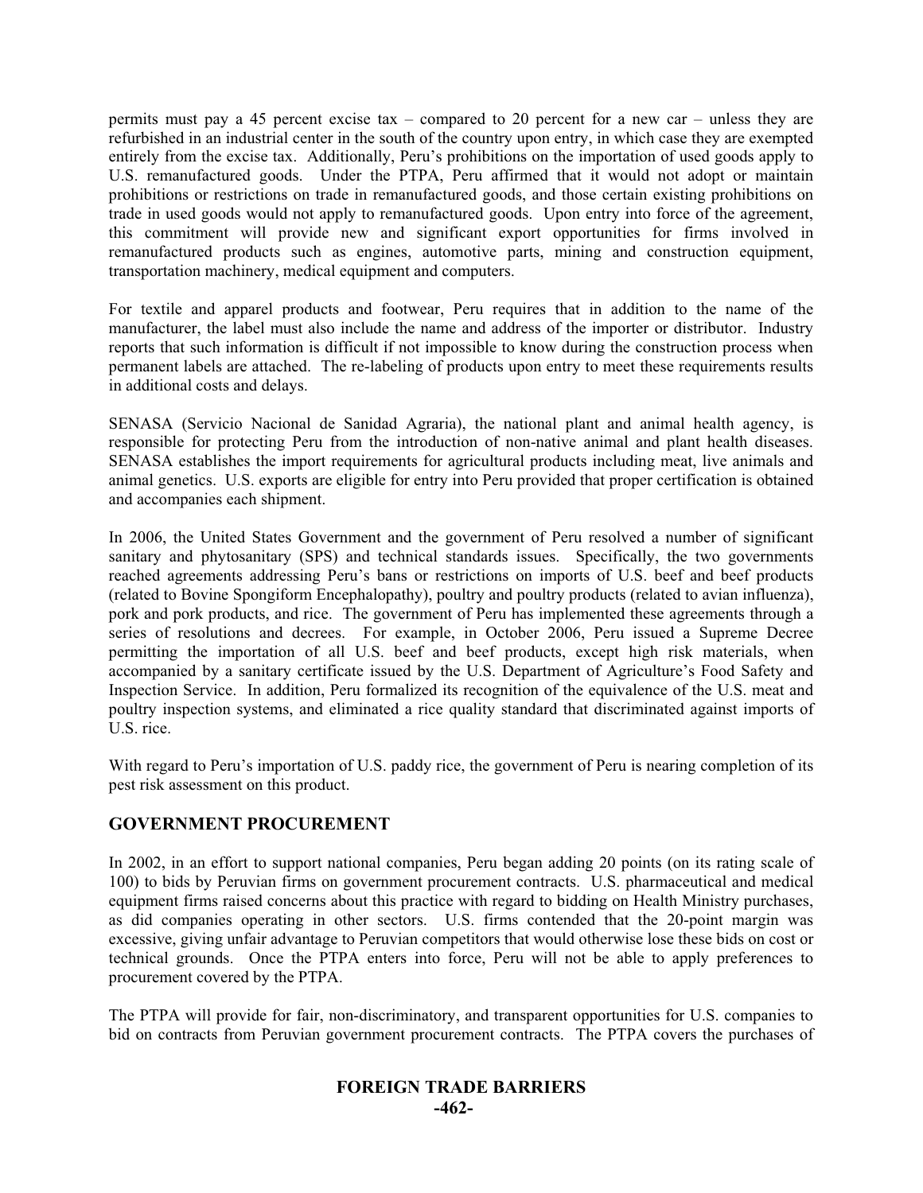permits must pay a 45 percent excise tax – compared to 20 percent for a new car – unless they are refurbished in an industrial center in the south of the country upon entry, in which case they are exempted entirely from the excise tax. Additionally, Peru's prohibitions on the importation of used goods apply to U.S. remanufactured goods. Under the PTPA, Peru affirmed that it would not adopt or maintain prohibitions or restrictions on trade in remanufactured goods, and those certain existing prohibitions on trade in used goods would not apply to remanufactured goods. Upon entry into force of the agreement, this commitment will provide new and significant export opportunities for firms involved in remanufactured products such as engines, automotive parts, mining and construction equipment, transportation machinery, medical equipment and computers.

For textile and apparel products and footwear, Peru requires that in addition to the name of the manufacturer, the label must also include the name and address of the importer or distributor. Industry reports that such information is difficult if not impossible to know during the construction process when permanent labels are attached. The re-labeling of products upon entry to meet these requirements results in additional costs and delays.

SENASA (Servicio Nacional de Sanidad Agraria), the national plant and animal health agency, is responsible for protecting Peru from the introduction of non-native animal and plant health diseases. SENASA establishes the import requirements for agricultural products including meat, live animals and animal genetics. U.S. exports are eligible for entry into Peru provided that proper certification is obtained and accompanies each shipment.

In 2006, the United States Government and the government of Peru resolved a number of significant sanitary and phytosanitary (SPS) and technical standards issues. Specifically, the two governments reached agreements addressing Peru's bans or restrictions on imports of U.S. beef and beef products (related to Bovine Spongiform Encephalopathy), poultry and poultry products (related to avian influenza), pork and pork products, and rice. The government of Peru has implemented these agreements through a series of resolutions and decrees. For example, in October 2006, Peru issued a Supreme Decree permitting the importation of all U.S. beef and beef products, except high risk materials, when accompanied by a sanitary certificate issued by the U.S. Department of Agriculture's Food Safety and Inspection Service. In addition, Peru formalized its recognition of the equivalence of the U.S. meat and poultry inspection systems, and eliminated a rice quality standard that discriminated against imports of U.S. rice.

With regard to Peru's importation of U.S. paddy rice, the government of Peru is nearing completion of its pest risk assessment on this product.

## GOVERNMENT PROCUREMENT

In 2002, in an effort to support national companies, Peru began adding 20 points (on its rating scale of 100) to bids by Peruvian firms on government procurement contracts. U.S. pharmaceutical and medical equipment firms raised concerns about this practice with regard to bidding on Health Ministry purchases, as did companies operating in other sectors. U.S. firms contended that the 20-point margin was excessive, giving unfair advantage to Peruvian competitors that would otherwise lose these bids on cost or technical grounds. Once the PTPA enters into force, Peru will not be able to apply preferences to procurement covered by the PTPA.

The PTPA will provide for fair, non-discriminatory, and transparent opportunities for U.S. companies to bid on contracts from Peruvian government procurement contracts. The PTPA covers the purchases of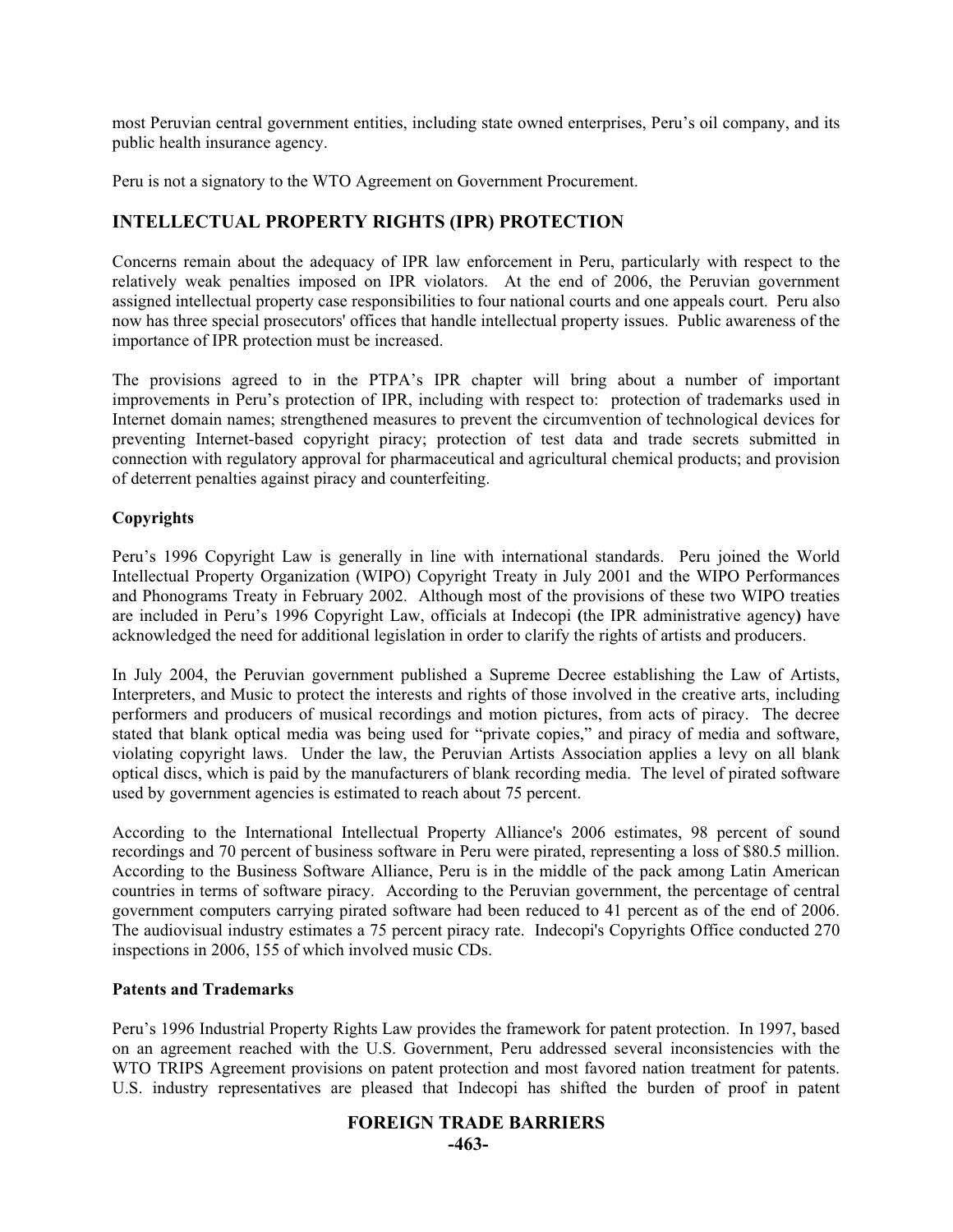most Peruvian central government entities, including state owned enterprises, Peru's oil company, and its public health insurance agency.

Peru is not a signatory to the WTO Agreement on Government Procurement.

## INTELLECTUAL PROPERTY RIGHTS (IPR) PROTECTION

Concerns remain about the adequacy of IPR law enforcement in Peru, particularly with respect to the relatively weak penalties imposed on IPR violators. At the end of 2006, the Peruvian government assigned intellectual property case responsibilities to four national courts and one appeals court. Peru also now has three special prosecutors' offices that handle intellectual property issues. Public awareness of the importance of IPR protection must be increased.

The provisions agreed to in the PTPA's IPR chapter will bring about a number of important improvements in Peru's protection of IPR, including with respect to: protection of trademarks used in Internet domain names; strengthened measures to prevent the circumvention of technological devices for preventing Internet-based copyright piracy; protection of test data and trade secrets submitted in connection with regulatory approval for pharmaceutical and agricultural chemical products; and provision of deterrent penalties against piracy and counterfeiting.

### Copyrights

Peru's 1996 Copyright Law is generally in line with international standards. Peru joined the World Intellectual Property Organization (WIPO) Copyright Treaty in July 2001 and the WIPO Performances and Phonograms Treaty in February 2002. Although most of the provisions of these two WIPO treaties are included in Peru's 1996 Copyright Law, officials at Indecopi **(**the IPR administrative agency**)** have acknowledged the need for additional legislation in order to clarify the rights of artists and producers.

In July 2004, the Peruvian government published a Supreme Decree establishing the Law of Artists, Interpreters, and Music to protect the interests and rights of those involved in the creative arts, including performers and producers of musical recordings and motion pictures, from acts of piracy. The decree stated that blank optical media was being used for "private copies," and piracy of media and software, violating copyright laws. Under the law, the Peruvian Artists Association applies a levy on all blank optical discs, which is paid by the manufacturers of blank recording media. The level of pirated software used by government agencies is estimated to reach about 75 percent.

According to the International Intellectual Property Alliance's 2006 estimates, 98 percent of sound recordings and 70 percent of business software in Peru were pirated, representing a loss of $80.5 million. According to the Business Software Alliance, Peru is in the middle of the pack among Latin American countries in terms of software piracy. According to the Peruvian government, the percentage of central government computers carrying pirated software had been reduced to 41 percent as of the end of 2006. The audiovisual industry estimates a 75 percent piracy rate. Indecopi's Copyrights Office conducted 270 inspections in 2006, 155 of which involved music CDs.

### Patents and Trademarks

Peru's 1996 Industrial Property Rights Law provides the framework for patent protection. In 1997, based on an agreement reached with the U.S. Government, Peru addressed several inconsistencies with the WTO TRIPS Agreement provisions on patent protection and most favored nation treatment for patents. U.S. industry representatives are pleased that Indecopi has shifted the burden of proof in patent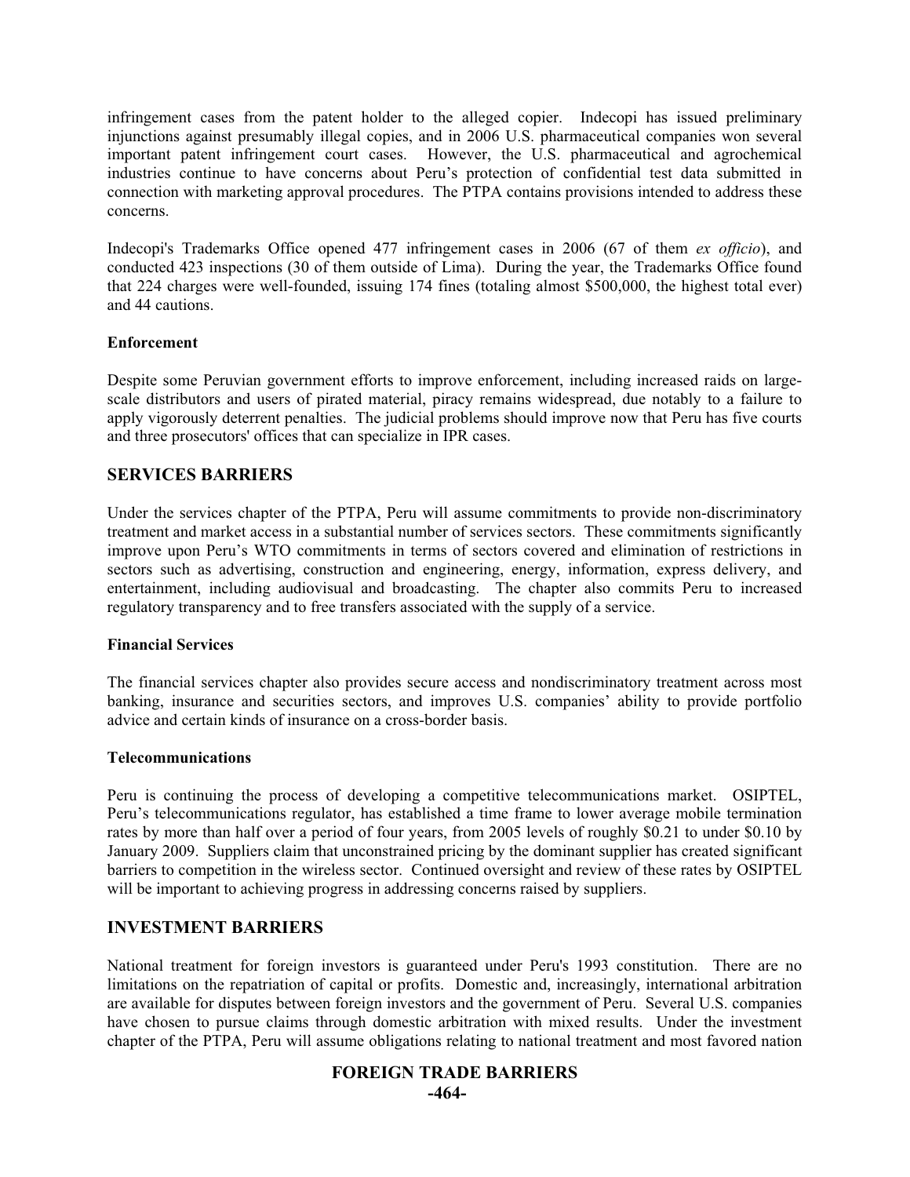infringement cases from the patent holder to the alleged copier. Indecopi has issued preliminary injunctions against presumably illegal copies, and in 2006 U.S. pharmaceutical companies won several important patent infringement court cases. However, the U.S. pharmaceutical and agrochemical industries continue to have concerns about Peru's protection of confidential test data submitted in connection with marketing approval procedures. The PTPA contains provisions intended to address these concerns.

Indecopi's Trademarks Office opened 477 infringement cases in 2006 (67 of them *ex officio*), and conducted 423 inspections (30 of them outside of Lima). During the year, the Trademarks Office found that 224 charges were well-founded, issuing 174 fines (totaling almost $500,000, the highest total ever) and 44 cautions.

**Enforcement**

Despite some Peruvian government efforts to improve enforcement, including increased raids on large-scale distributors and users of pirated material, piracy remains widespread, due notably to a failure to apply vigorously deterrent penalties. The judicial problems should improve now that Peru has five courts and three prosecutors' offices that can specialize in IPR cases.

## SERVICES BARRIERS

Under the services chapter of the PTPA, Peru will assume commitments to provide non-discriminatory treatment and market access in a substantial number of services sectors. These commitments significantly improve upon Peru's WTO commitments in terms of sectors covered and elimination of restrictions in sectors such as advertising, construction and engineering, energy, information, express delivery, and entertainment, including audiovisual and broadcasting. The chapter also commits Peru to increased regulatory transparency and to free transfers associated with the supply of a service.

**Financial Services**

The financial services chapter also provides secure access and nondiscriminatory treatment across most banking, insurance and securities sectors, and improves U.S. companies' ability to provide portfolio advice and certain kinds of insurance on a cross-border basis.

**Telecommunications**

Peru is continuing the process of developing a competitive telecommunications market. OSIPTEL, Peru's telecommunications regulator, has established a time frame to lower average mobile termination rates by more than half over a period of four years, from 2005 levels of roughly $0.21 to under $0.10 by January 2009. Suppliers claim that unconstrained pricing by the dominant supplier has created significant barriers to competition in the wireless sector. Continued oversight and review of these rates by OSIPTEL will be important to achieving progress in addressing concerns raised by suppliers.

## INVESTMENT BARRIERS

National treatment for foreign investors is guaranteed under Peru's 1993 constitution. There are no limitations on the repatriation of capital or profits. Domestic and, increasingly, international arbitration are available for disputes between foreign investors and the government of Peru. Several U.S. companies have chosen to pursue claims through domestic arbitration with mixed results. Under the investment chapter of the PTPA, Peru will assume obligations relating to national treatment and most favored nation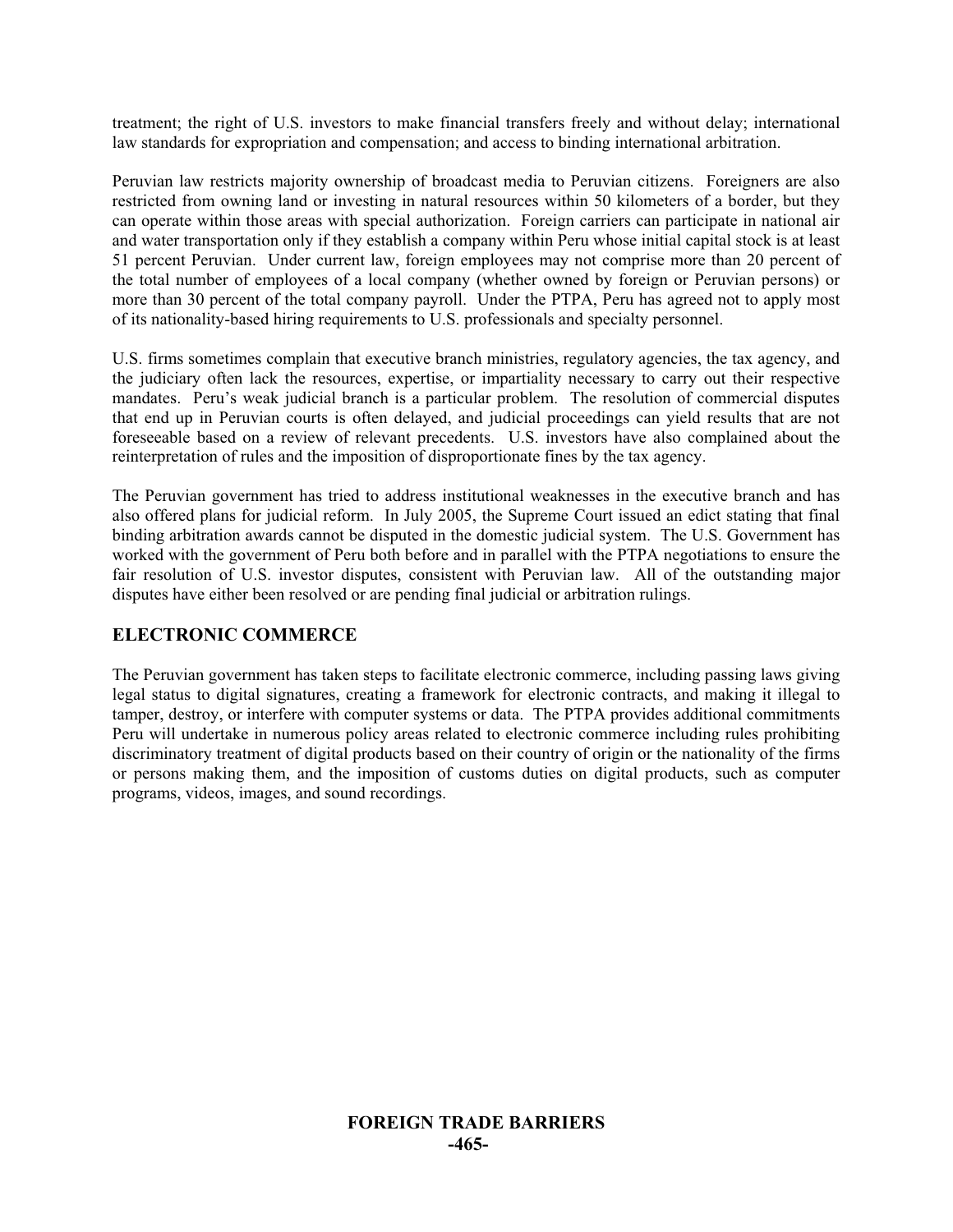treatment; the right of U.S. investors to make financial transfers freely and without delay; international law standards for expropriation and compensation; and access to binding international arbitration.

Peruvian law restricts majority ownership of broadcast media to Peruvian citizens. Foreigners are also restricted from owning land or investing in natural resources within 50 kilometers of a border, but they can operate within those areas with special authorization. Foreign carriers can participate in national air and water transportation only if they establish a company within Peru whose initial capital stock is at least 51 percent Peruvian. Under current law, foreign employees may not comprise more than 20 percent of the total number of employees of a local company (whether owned by foreign or Peruvian persons) or more than 30 percent of the total company payroll. Under the PTPA, Peru has agreed not to apply most of its nationality-based hiring requirements to U.S. professionals and specialty personnel.

U.S. firms sometimes complain that executive branch ministries, regulatory agencies, the tax agency, and the judiciary often lack the resources, expertise, or impartiality necessary to carry out their respective mandates. Peru's weak judicial branch is a particular problem. The resolution of commercial disputes that end up in Peruvian courts is often delayed, and judicial proceedings can yield results that are not foreseeable based on a review of relevant precedents. U.S. investors have also complained about the reinterpretation of rules and the imposition of disproportionate fines by the tax agency.

The Peruvian government has tried to address institutional weaknesses in the executive branch and has also offered plans for judicial reform. In July 2005, the Supreme Court issued an edict stating that final binding arbitration awards cannot be disputed in the domestic judicial system. The U.S. Government has worked with the government of Peru both before and in parallel with the PTPA negotiations to ensure the fair resolution of U.S. investor disputes, consistent with Peruvian law. All of the outstanding major disputes have either been resolved or are pending final judicial or arbitration rulings.

## ELECTRONIC COMMERCE

The Peruvian government has taken steps to facilitate electronic commerce, including passing laws giving legal status to digital signatures, creating a framework for electronic contracts, and making it illegal to tamper, destroy, or interfere with computer systems or data. The PTPA provides additional commitments Peru will undertake in numerous policy areas related to electronic commerce including rules prohibiting discriminatory treatment of digital products based on their country of origin or the nationality of the firms or persons making them, and the imposition of customs duties on digital products, such as computer programs, videos, images, and sound recordings.